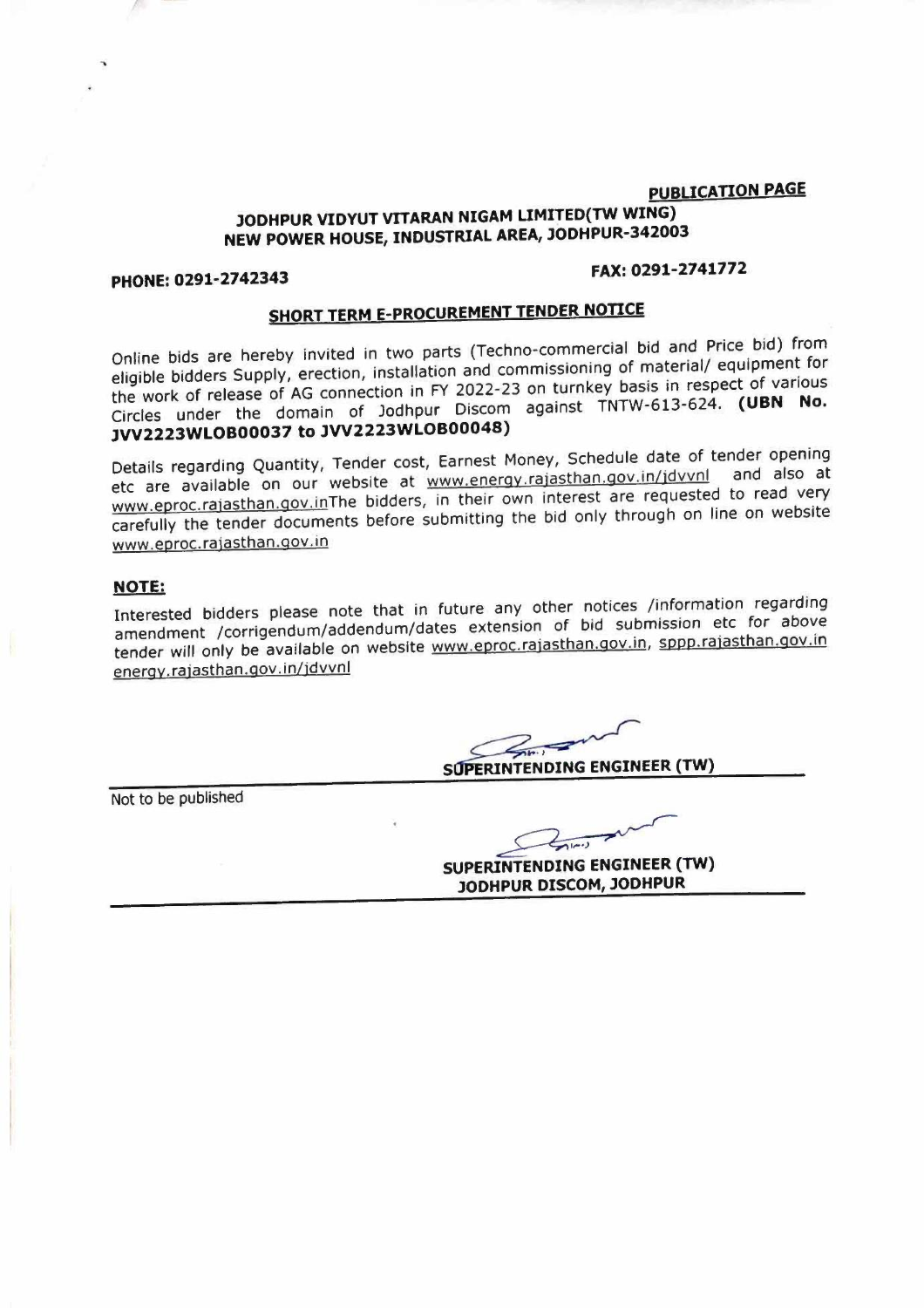**PUBLICATION PAGE**

**JODHPUR VIDYUT VITARAN NIGAM LIMITED(TW WING)**
**NEW POWER HOUSE, INDUSTRIAL AREA, JODHPUR-342003**

**PHONE: 0291-2742343** **FAX: 0291-2741772**

## SHORT TERM E-PROCUREMENT TENDER NOTICE

Online bids are hereby invited in two parts (Techno-commercial bid and Price bid) from eligible bidders Supply, erection, installation and commissioning of material/ equipment for the work of release of AG connection in FY 2022-23 on turnkey basis in respect of various Circles under the domain of Jodhpur Discom against TNTW-613-624. **(UBN No. JVV2223WLOB00037 to JVV2223WLOB00048)**

Details regarding Quantity, Tender cost, Earnest Money, Schedule date of tender opening etc are available on our website at www.energy.rajasthan.gov.in/jdvvnl and also at www.eproc.rajasthan.gov.inThe bidders, in their own interest are requested to read very carefully the tender documents before submitting the bid only through on line on website www.eproc.rajasthan.gov.in

**NOTE:**

Interested bidders please note that in future any other notices /information regarding amendment /corrigendum/addendum/dates extension of bid submission etc for above tender will only be available on website www.eproc.rajasthan.gov.in, sppp.rajasthan.gov.in energy.rajasthan.gov.in/jdvvnl

**SUPERINTENDING ENGINEER (TW)**

Not to be published

**SUPERINTENDING ENGINEER (TW)**
**JODHPUR DISCOM, JODHPUR**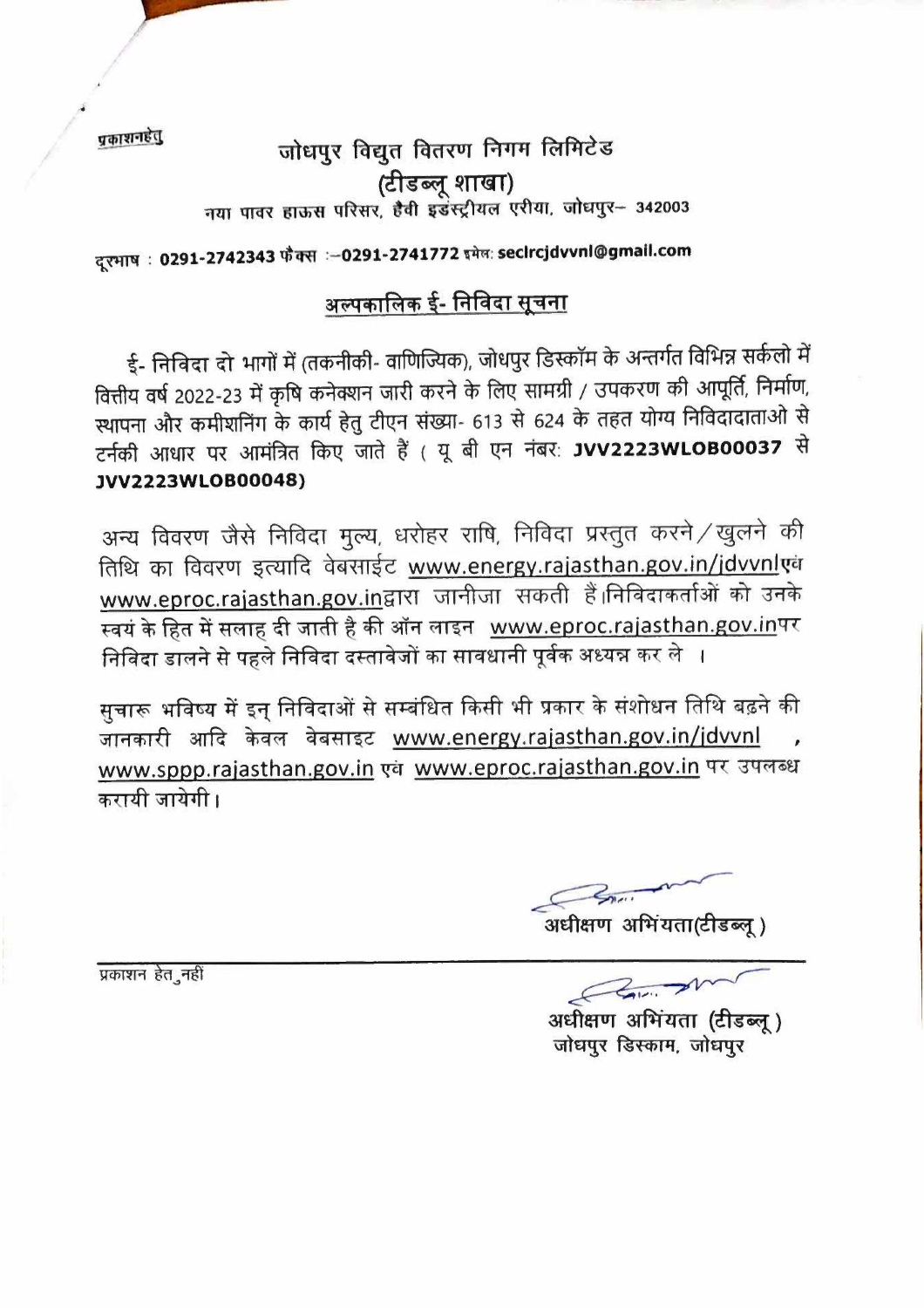प्रकाशनहेतु

# जोधपुर विद्युत वितरण निगम लिमिटेड
## (टीडब्लू शाखा)

नया पावर हाऊस परिसर, हैवी इंडस्ट्रीयल एरीया, जोधपुर– 342003

दूरभाष : 0291-2742343 फैक्स :–0291-2741772 इमेल: seclrcjdvvnl@gmail.com

## अल्पकालिक ई- निविदा सूचना

ई- निविदा दो भागों में (तकनीकी- वाणिज्यिक), जोधपुर डिस्कॉम के अन्तर्गत विभिन्न सर्कलो में वित्तीय वर्ष 2022-23 में कृषि कनेक्शन जारी करने के लिए सामग्री / उपकरण की आपूर्ति, निर्माण, स्थापना और कमीशनिंग के कार्य हेतु टीएन संख्या- 613 से 624 के तहत योग्य निविदादाताओ से टर्नकी आधार पर आमंत्रित किए जाते हैं ( यू बी एन नंबर: **JVV2223WLOB00037** से **JVV2223WLOB00048)**

अन्य विवरण जैसे निविदा मुल्य, धरोहर राषि, निविदा प्रस्तुत करने/खुलने की तिथि का विवरण इत्यादि वेबसाईट www.energy.rajasthan.gov.in/jdvvnlएवं www.eproc.rajasthan.gov.inद्वारा जानीजा सकती हैं।निविदाकर्ताओं को उनके स्वयं के हित में सलाह दी जाती है की ऑन लाइन www.eproc.rajasthan.gov.inपर निविदा डालने से पहले निविदा दस्तावेजों का सावधानी पूर्वक अध्यन्न कर ले ।

सुचारू भविष्य में इन् निविदाओं से सम्बंधित किसी भी प्रकार के संशोधन तिथि बढ़ने की जानकारी आदि केवल वेबसाइट www.energy.rajasthan.gov.in/jdvvnl , www.sppp.rajasthan.gov.in एवं www.eproc.rajasthan.gov.in पर उपलब्ध करायी जायेगी।

अधीक्षण अभियंता(टीडब्लू )

प्रकाशन हेतु नहीं

अधीक्षण अभियंता (टीडब्लू )
जोधपुर डिस्काम, जोधपुर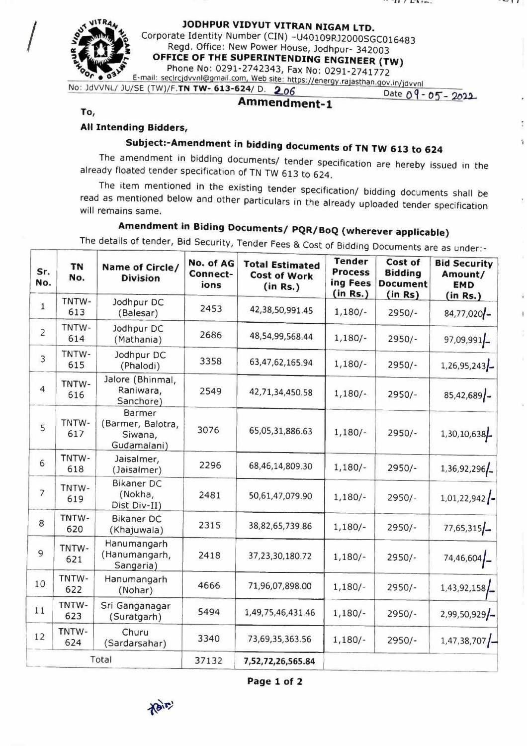**JODHPUR VIDYUT VITRAN NIGAM LTD.**

Corporate Identity Number (CIN) –U40109RJ2000SGC016483

Regd. Office: New Power House, Jodhpur- 342003

**OFFICE OF THE SUPERINTENDING ENGINEER (TW)**

Phone No: 0291-2742343, Fax No: 0291-2741772

E-mail: seclrcjdvvnl@gmail.com, Web site: https://energy.rajasthan.gov.in/jdvvnl

No: JdVVNL/ JU/SE (TW)/F.**TN TW- 613-624**/ D. 206 Date 09-05-2022

## Ammendment-1

**To,**

**All Intending Bidders,**

### Subject:-Amendment in bidding documents of TN TW 613 to 624

The amendment in bidding documents/ tender specification are hereby issued in the already floated tender specification of TN TW 613 to 624.

The item mentioned in the existing tender specification/ bidding documents shall be read as mentioned below and other particulars in the already uploaded tender specification will remains same.

### Amendment in Biding Documents/ PQR/BoQ (wherever applicable)

The details of tender, Bid Security, Tender Fees & Cost of Bidding Documents are as under:-

| Sr. No. | TN No. | Name of Circle/ Division | No. of AG Connect-ions | Total Estimated Cost of Work (in Rs.) | Tender Process ing Fees (in Rs.) | Cost of Bidding Document (in Rs) | Bid Security Amount/ EMD (in Rs.) |
|---|---|---|---|---|---|---|---|
| 1 | TNTW-613 | Jodhpur DC (Balesar) | 2453 | 42,38,50,991.45 | 1,180/- | 2950/- | 84,77,020/- |
| 2 | TNTW-614 | Jodhpur DC (Mathania) | 2686 | 48,54,99,568.44 | 1,180/- | 2950/- | 97,09,991/- |
| 3 | TNTW-615 | Jodhpur DC (Phalodi) | 3358 | 63,47,62,165.94 | 1,180/- | 2950/- | 1,26,95,243/- |
| 4 | TNTW-616 | Jalore (Bhinmal, Raniwara, Sanchore) | 2549 | 42,71,34,450.58 | 1,180/- | 2950/- | 85,42,689/- |
| 5 | TNTW-617 | Barmer (Barmer, Balotra, Siwana, Gudamalani) | 3076 | 65,05,31,886.63 | 1,180/- | 2950/- | 1,30,10,638/- |
| 6 | TNTW-618 | Jaisalmer, (Jaisalmer) | 2296 | 68,46,14,809.30 | 1,180/- | 2950/- | 1,36,92,296/- |
| 7 | TNTW-619 | Bikaner DC (Nokha, Dist Div-II) | 2481 | 50,61,47,079.90 | 1,180/- | 2950/- | 1,01,22,942/- |
| 8 | TNTW-620 | Bikaner DC (Khajuwala) | 2315 | 38,82,65,739.86 | 1,180/- | 2950/- | 77,65,315/- |
| 9 | TNTW-621 | Hanumangarh (Hanumangarh, Sangaria) | 2418 | 37,23,30,180.72 | 1,180/- | 2950/- | 74,46,604/- |
| 10 | TNTW-622 | Hanumangarh (Nohar) | 4666 | 71,96,07,898.00 | 1,180/- | 2950/- | 1,43,92,158/- |
| 11 | TNTW-623 | Sri Ganganagar (Suratgarh) | 5494 | 1,49,75,46,431.46 | 1,180/- | 2950/- | 2,99,50,929/- |
| 12 | TNTW-624 | Churu (Sardarsahar) | 3340 | 73,69,35,363.56 | 1,180/- | 2950/- | 1,47,38,707/- |
| Total | | | 37132 | **7,52,72,26,565.84** | | | |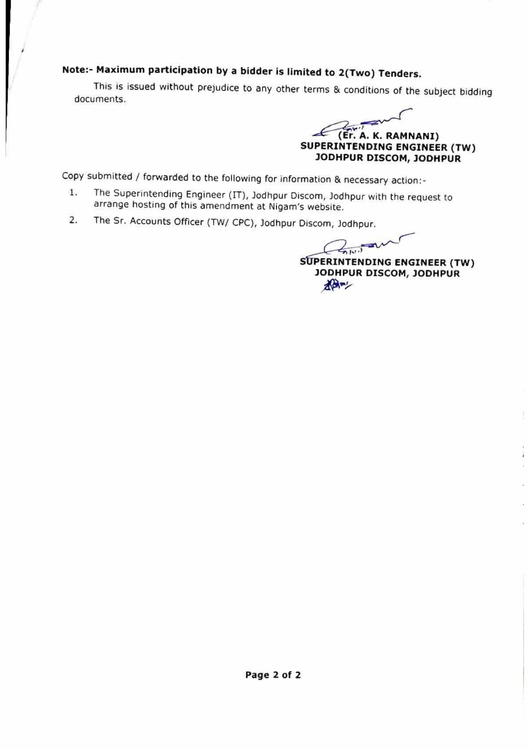**Note:- Maximum participation by a bidder is limited to 2(Two) Tenders.**

This is issued without prejudice to any other terms & conditions of the subject bidding documents.

**(Er. A. K. RAMNANI)**
**SUPERINTENDING ENGINEER (TW)**
**JODHPUR DISCOM, JODHPUR**

Copy submitted / forwarded to the following for information & necessary action:-

1. The Superintending Engineer (IT), Jodhpur Discom, Jodhpur with the request to arrange hosting of this amendment at Nigam's website.
2. The Sr. Accounts Officer (TW/ CPC), Jodhpur Discom, Jodhpur.

**SUPERINTENDING ENGINEER (TW)**
**JODHPUR DISCOM, JODHPUR**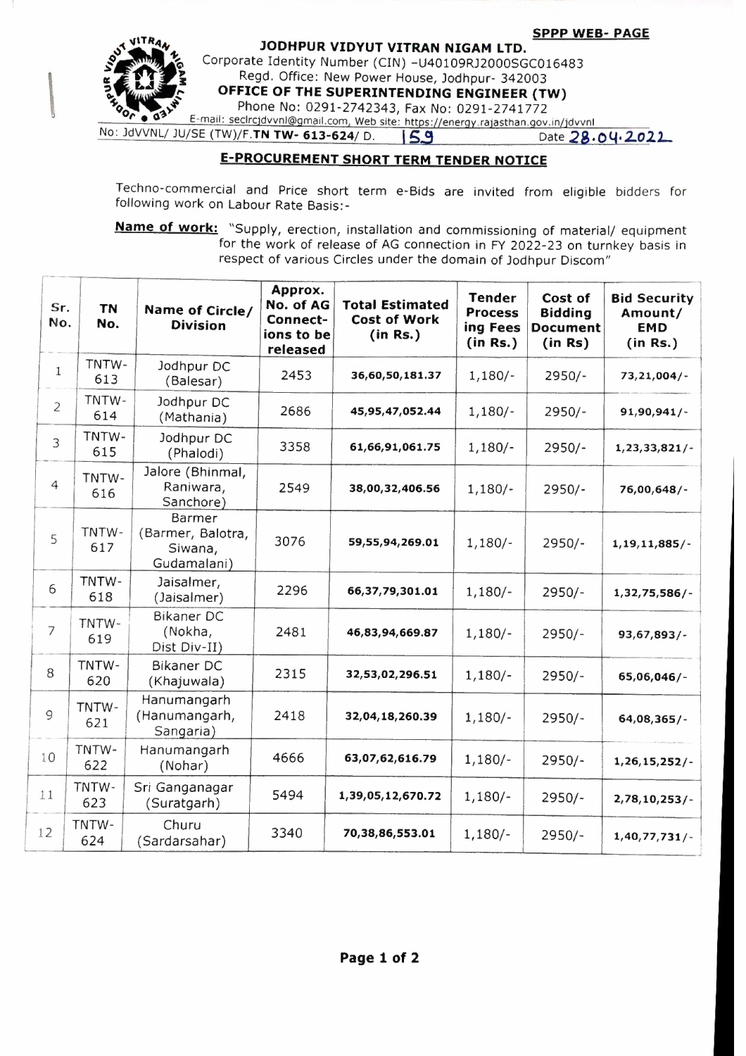**SPPP WEB- PAGE**

# JODHPUR VIDYUT VITRAN NIGAM LTD.

Corporate Identity Number (CIN) -U40109RJ2000SGC016483
Regd. Office: New Power House, Jodhpur- 342003

**OFFICE OF THE SUPERINTENDING ENGINEER (TW)**

Phone No: 0291-2742343, Fax No: 0291-2741772
E-mail: seclrcjdvvnl@gmail.com, Web site: https://energy.rajasthan.gov.in/jdvvnl

No: JdVVNL/ JU/SE (TW)/F.**TN TW- 613-624**/ D. 159 Date 28.04.2022

## E-PROCUREMENT SHORT TERM TENDER NOTICE

Techno-commercial and Price short term e-Bids are invited from eligible bidders for following work on Labour Rate Basis:-

**Name of work:** "Supply, erection, installation and commissioning of material/ equipment for the work of release of AG connection in FY 2022-23 on turnkey basis in respect of various Circles under the domain of Jodhpur Discom"

| Sr. No. | TN No. | Name of Circle/ Division | Approx. No. of AG Connect-ions to be released | Total Estimated Cost of Work (in Rs.) | Tender Process ing Fees (in Rs.) | Cost of Bidding Document (in Rs) | Bid Security Amount/ EMD (in Rs.) |
|---|---|---|---|---|---|---|---|
| 1 | TNTW-613 | Jodhpur DC (Balesar) | 2453 | **36,60,50,181.37** | 1,180/- | 2950/- | **73,21,004/-** |
| 2 | TNTW-614 | Jodhpur DC (Mathania) | 2686 | **45,95,47,052.44** | 1,180/- | 2950/- | **91,90,941/-** |
| 3 | TNTW-615 | Jodhpur DC (Phalodi) | 3358 | **61,66,91,061.75** | 1,180/- | 2950/- | **1,23,33,821/-** |
| 4 | TNTW-616 | Jalore (Bhinmal, Raniwara, Sanchore) | 2549 | **38,00,32,406.56** | 1,180/- | 2950/- | **76,00,648/-** |
| 5 | TNTW-617 | Barmer (Barmer, Balotra, Siwana, Gudamalani) | 3076 | **59,55,94,269.01** | 1,180/- | 2950/- | **1,19,11,885/-** |
| 6 | TNTW-618 | Jaisalmer, (Jaisalmer) | 2296 | **66,37,79,301.01** | 1,180/- | 2950/- | **1,32,75,586/-** |
| 7 | TNTW-619 | Bikaner DC (Nokha, Dist Div-II) | 2481 | **46,83,94,669.87** | 1,180/- | 2950/- | **93,67,893/-** |
| 8 | TNTW-620 | Bikaner DC (Khajuwala) | 2315 | **32,53,02,296.51** | 1,180/- | 2950/- | **65,06,046/-** |
| 9 | TNTW-621 | Hanumangarh (Hanumangarh, Sangaria) | 2418 | **32,04,18,260.39** | 1,180/- | 2950/- | **64,08,365/-** |
| 10 | TNTW-622 | Hanumangarh (Nohar) | 4666 | **63,07,62,616.79** | 1,180/- | 2950/- | **1,26,15,252/-** |
| 11 | TNTW-623 | Sri Ganganagar (Suratgarh) | 5494 | **1,39,05,12,670.72** | 1,180/- | 2950/- | **2,78,10,253/-** |
| 12 | TNTW-624 | Churu (Sardarsahar) | 3340 | **70,38,86,553.01** | 1,180/- | 2950/- | **1,40,77,731/-** |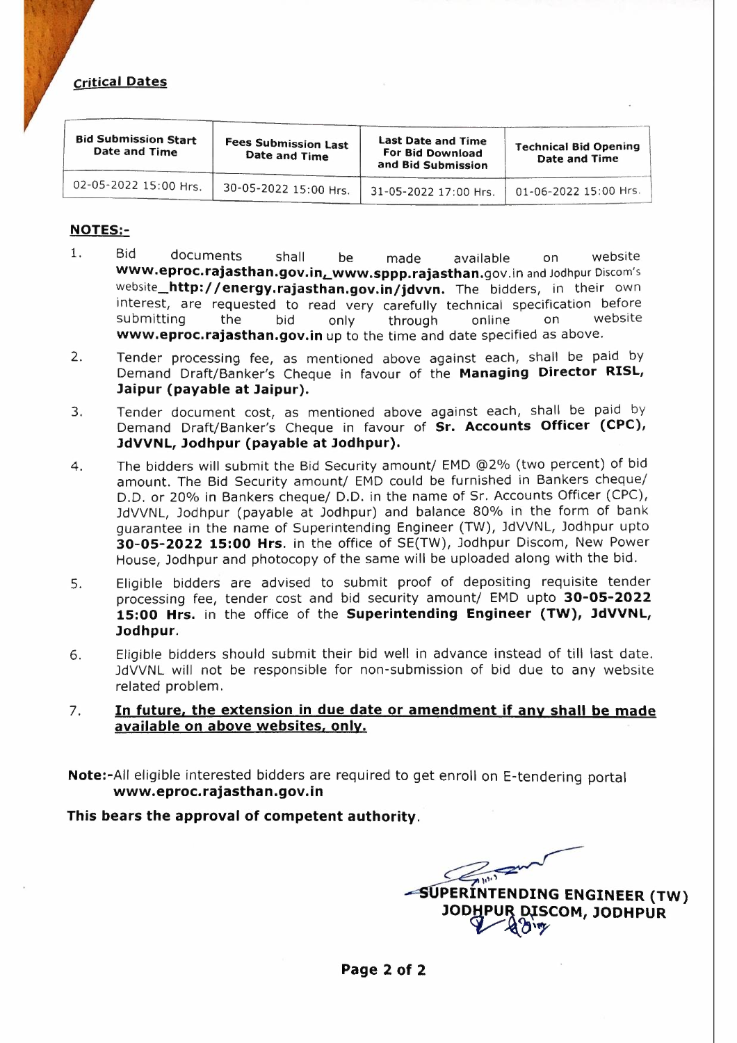## Critical Dates

| Bid Submission Start Date and Time | Fees Submission Last Date and Time | Last Date and Time For Bid Download and Bid Submission | Technical Bid Opening Date and Time |
|---|---|---|---|
| 02-05-2022 15:00 Hrs. | 30-05-2022 15:00 Hrs. | 31-05-2022 17:00 Hrs. | 01-06-2022 15:00 Hrs. |

**NOTES:-**

1. Bid documents shall be made available on website **www.eproc.rajasthan.gov.in**, **www.sppp.rajasthan**.gov.in and Jodhpur Discom's website **http://energy.rajasthan.gov.in/jdvvn.** The bidders, in their own interest, are requested to read very carefully technical specification before submitting the bid only through online on website **www.eproc.rajasthan.gov.in** up to the time and date specified as above.
2. Tender processing fee, as mentioned above against each, shall be paid by Demand Draft/Banker's Cheque in favour of the **Managing Director RISL, Jaipur (payable at Jaipur).**
3. Tender document cost, as mentioned above against each, shall be paid by Demand Draft/Banker's Cheque in favour of **Sr. Accounts Officer (CPC), JdVVNL, Jodhpur (payable at Jodhpur).**
4. The bidders will submit the Bid Security amount/ EMD @2% (two percent) of bid amount. The Bid Security amount/ EMD could be furnished in Bankers cheque/ D.D. or 20% in Bankers cheque/ D.D. in the name of Sr. Accounts Officer (CPC), JdVVNL, Jodhpur (payable at Jodhpur) and balance 80% in the form of bank guarantee in the name of Superintending Engineer (TW), JdVVNL, Jodhpur upto **30-05-2022 15:00 Hrs**. in the office of SE(TW), Jodhpur Discom, New Power House, Jodhpur and photocopy of the same will be uploaded along with the bid.
5. Eligible bidders are advised to submit proof of depositing requisite tender processing fee, tender cost and bid security amount/ EMD upto **30-05-2022 15:00 Hrs.** in the office of the **Superintending Engineer (TW), JdVVNL, Jodhpur**.
6. Eligible bidders should submit their bid well in advance instead of till last date. JdVVNL will not be responsible for non-submission of bid due to any website related problem.
7. **In future, the extension in due date or amendment if any shall be made available on above websites, only.**

**Note:**-All eligible interested bidders are required to get enroll on E-tendering portal **www.eproc.rajasthan.gov.in**

**This bears the approval of competent authority.**

**SUPERINTENDING ENGINEER (TW)**
**JODHPUR DISCOM, JODHPUR**